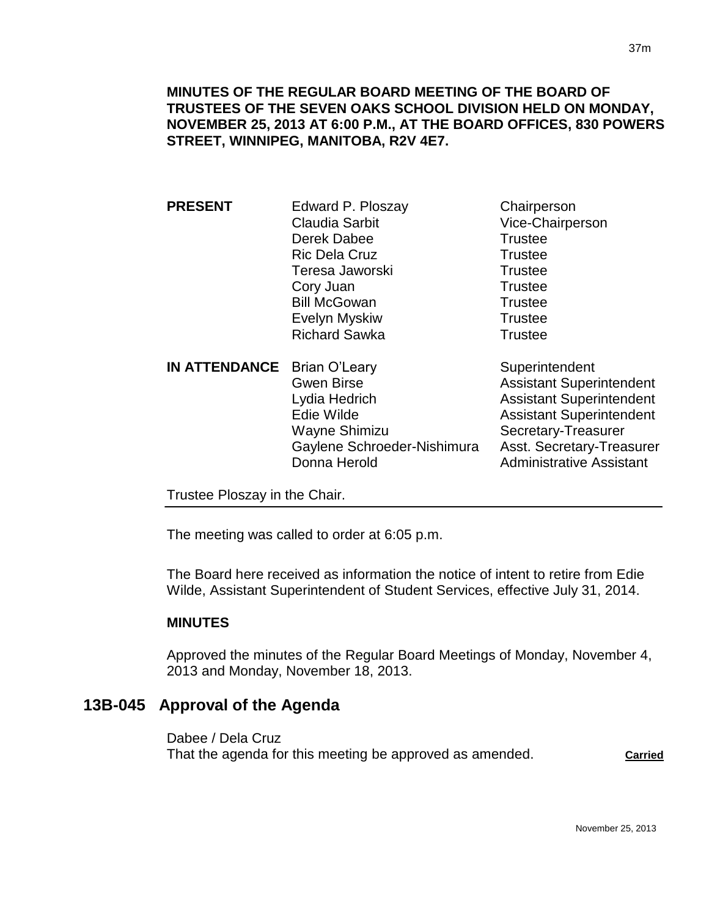**MINUTES OF THE REGULAR BOARD MEETING OF THE BOARD OF TRUSTEES OF THE SEVEN OAKS SCHOOL DIVISION HELD ON MONDAY, NOVEMBER 25, 2013 AT 6:00 P.M., AT THE BOARD OFFICES, 830 POWERS STREET, WINNIPEG, MANITOBA, R2V 4E7.**

| | | |
|---|---|---|
| **PRESENT** | Edward P. Ploszay | Chairperson |
| | Claudia Sarbit | Vice-Chairperson |
| | Derek Dabee | Trustee |
| | Ric Dela Cruz | Trustee |
| | Teresa Jaworski | Trustee |
| | Cory Juan | Trustee |
| | Bill McGowan | Trustee |
| | Evelyn Myskiw | Trustee |
| | Richard Sawka | Trustee |
| **IN ATTENDANCE** | Brian O'Leary | Superintendent |
| | Gwen Birse | Assistant Superintendent |
| | Lydia Hedrich | Assistant Superintendent |
| | Edie Wilde | Assistant Superintendent |
| | Wayne Shimizu | Secretary-Treasurer |
| | Gaylene Schroeder-Nishimura | Asst. Secretary-Treasurer |
| | Donna Herold | Administrative Assistant |

Trustee Ploszay in the Chair.

The meeting was called to order at 6:05 p.m.

The Board here received as information the notice of intent to retire from Edie Wilde, Assistant Superintendent of Student Services, effective July 31, 2014.

**MINUTES**

Approved the minutes of the Regular Board Meetings of Monday, November 4, 2013 and Monday, November 18, 2013.

## 13B-045 Approval of the Agenda

Dabee / Dela Cruz
That the agenda for this meeting be approved as amended. **Carried**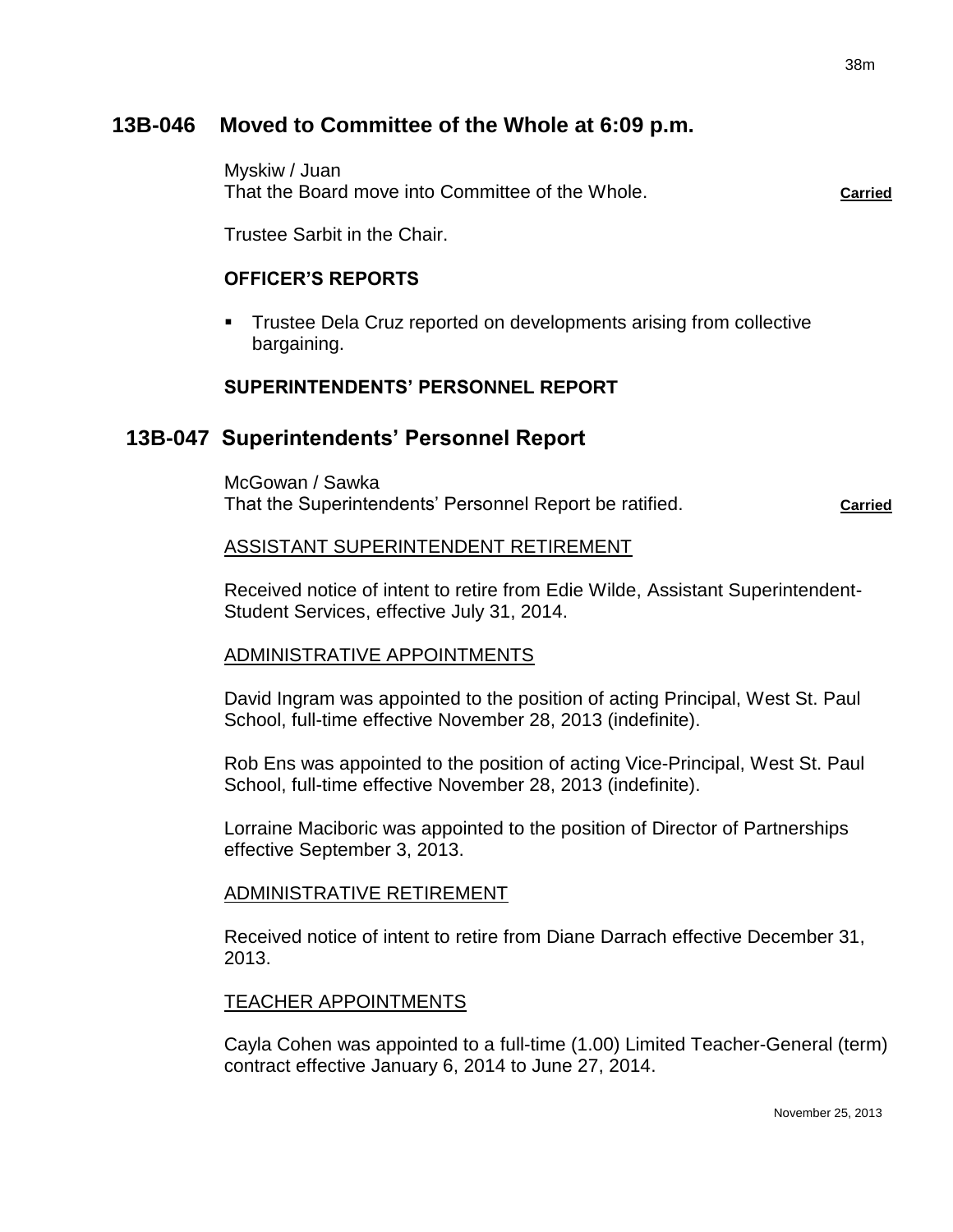## 13B-046 Moved to Committee of the Whole at 6:09 p.m.

Myskiw / Juan
That the Board move into Committee of the Whole. **Carried**

Trustee Sarbit in the Chair.

### OFFICER'S REPORTS

- Trustee Dela Cruz reported on developments arising from collective bargaining.

### SUPERINTENDENTS' PERSONNEL REPORT

## 13B-047 Superintendents' Personnel Report

McGowan / Sawka
That the Superintendents' Personnel Report be ratified. **Carried**

ASSISTANT SUPERINTENDENT RETIREMENT

Received notice of intent to retire from Edie Wilde, Assistant Superintendent-Student Services, effective July 31, 2014.

ADMINISTRATIVE APPOINTMENTS

David Ingram was appointed to the position of acting Principal, West St. Paul School, full-time effective November 28, 2013 (indefinite).

Rob Ens was appointed to the position of acting Vice-Principal, West St. Paul School, full-time effective November 28, 2013 (indefinite).

Lorraine Maciboric was appointed to the position of Director of Partnerships effective September 3, 2013.

ADMINISTRATIVE RETIREMENT

Received notice of intent to retire from Diane Darrach effective December 31, 2013.

TEACHER APPOINTMENTS

Cayla Cohen was appointed to a full-time (1.00) Limited Teacher-General (term) contract effective January 6, 2014 to June 27, 2014.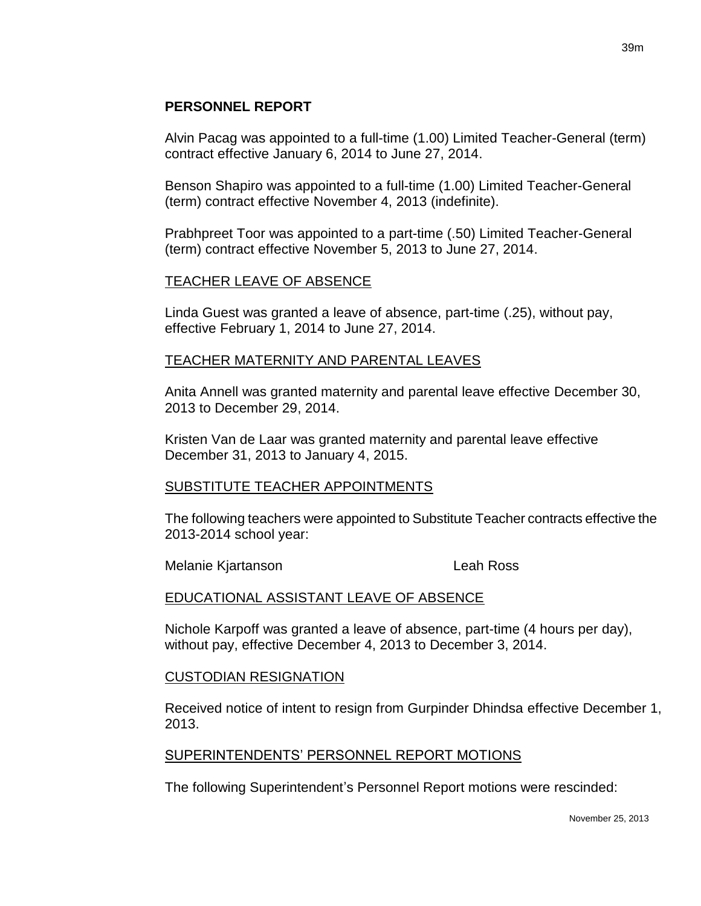## PERSONNEL REPORT

Alvin Pacag was appointed to a full-time (1.00) Limited Teacher-General (term) contract effective January 6, 2014 to June 27, 2014.

Benson Shapiro was appointed to a full-time (1.00) Limited Teacher-General (term) contract effective November 4, 2013 (indefinite).

Prabhpreet Toor was appointed to a part-time (.50) Limited Teacher-General (term) contract effective November 5, 2013 to June 27, 2014.

### TEACHER LEAVE OF ABSENCE

Linda Guest was granted a leave of absence, part-time (.25), without pay, effective February 1, 2014 to June 27, 2014.

### TEACHER MATERNITY AND PARENTAL LEAVES

Anita Annell was granted maternity and parental leave effective December 30, 2013 to December 29, 2014.

Kristen Van de Laar was granted maternity and parental leave effective December 31, 2013 to January 4, 2015.

### SUBSTITUTE TEACHER APPOINTMENTS

The following teachers were appointed to Substitute Teacher contracts effective the 2013-2014 school year:

Melanie Kjartanson

Leah Ross

### EDUCATIONAL ASSISTANT LEAVE OF ABSENCE

Nichole Karpoff was granted a leave of absence, part-time (4 hours per day), without pay, effective December 4, 2013 to December 3, 2014.

### CUSTODIAN RESIGNATION

Received notice of intent to resign from Gurpinder Dhindsa effective December 1, 2013.

### SUPERINTENDENTS' PERSONNEL REPORT MOTIONS

The following Superintendent's Personnel Report motions were rescinded: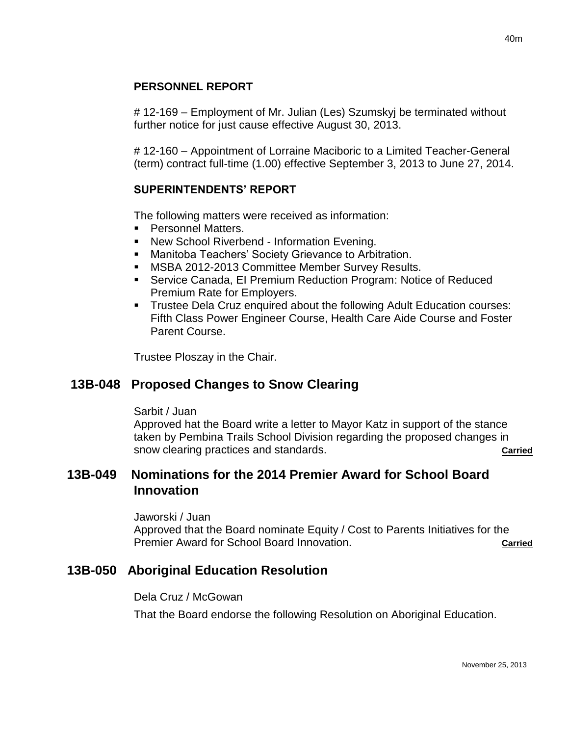**PERSONNEL REPORT**

# 12-169 – Employment of Mr. Julian (Les) Szumskyj be terminated without further notice for just cause effective August 30, 2013.

# 12-160 – Appointment of Lorraine Maciboric to a Limited Teacher-General (term) contract full-time (1.00) effective September 3, 2013 to June 27, 2014.

**SUPERINTENDENTS' REPORT**

The following matters were received as information:

- Personnel Matters.
- New School Riverbend - Information Evening.
- Manitoba Teachers' Society Grievance to Arbitration.
- MSBA 2012-2013 Committee Member Survey Results.
- Service Canada, EI Premium Reduction Program: Notice of Reduced Premium Rate for Employers.
- Trustee Dela Cruz enquired about the following Adult Education courses: Fifth Class Power Engineer Course, Health Care Aide Course and Foster Parent Course.

Trustee Ploszay in the Chair.

## 13B-048 Proposed Changes to Snow Clearing

Sarbit / Juan
Approved hat the Board write a letter to Mayor Katz in support of the stance taken by Pembina Trails School Division regarding the proposed changes in snow clearing practices and standards. **Carried**

## 13B-049 Nominations for the 2014 Premier Award for School Board Innovation

Jaworski / Juan
Approved that the Board nominate Equity / Cost to Parents Initiatives for the Premier Award for School Board Innovation. **Carried**

## 13B-050 Aboriginal Education Resolution

Dela Cruz / McGowan

That the Board endorse the following Resolution on Aboriginal Education.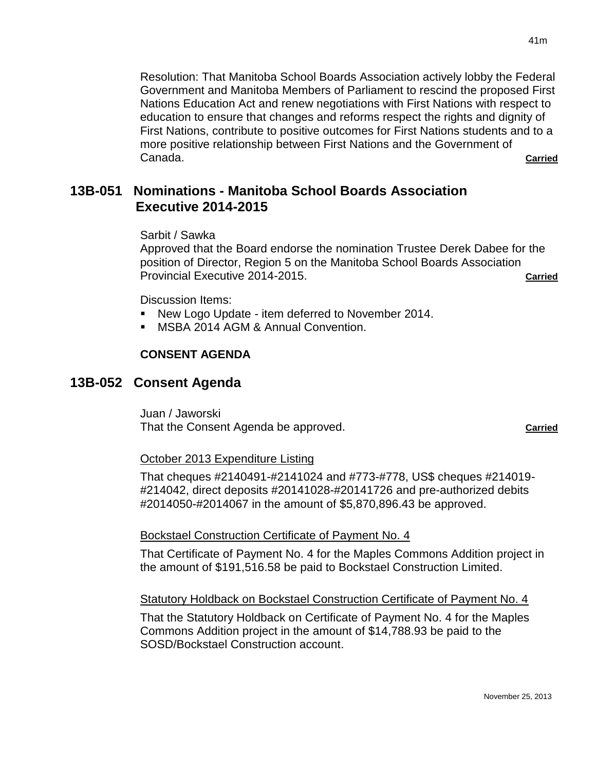Resolution: That Manitoba School Boards Association actively lobby the Federal Government and Manitoba Members of Parliament to rescind the proposed First Nations Education Act and renew negotiations with First Nations with respect to education to ensure that changes and reforms respect the rights and dignity of First Nations, contribute to positive outcomes for First Nations students and to a more positive relationship between First Nations and the Government of Canada. **Carried**

## 13B-051 Nominations - Manitoba School Boards Association Executive 2014-2015

Sarbit / Sawka
Approved that the Board endorse the nomination Trustee Derek Dabee for the position of Director, Region 5 on the Manitoba School Boards Association Provincial Executive 2014-2015. **Carried**

Discussion Items:

- New Logo Update - item deferred to November 2014.
- MSBA 2014 AGM & Annual Convention.

**CONSENT AGENDA**

## 13B-052 Consent Agenda

Juan / Jaworski
That the Consent Agenda be approved. **Carried**

October 2013 Expenditure Listing

That cheques #2140491-#2141024 and #773-#778, US$ cheques #214019-#214042, direct deposits #20141028-#20141726 and pre-authorized debits #2014050-#2014067 in the amount of $5,870,896.43 be approved.

Bockstael Construction Certificate of Payment No. 4

That Certificate of Payment No. 4 for the Maples Commons Addition project in the amount of $191,516.58 be paid to Bockstael Construction Limited.

Statutory Holdback on Bockstael Construction Certificate of Payment No. 4

That the Statutory Holdback on Certificate of Payment No. 4 for the Maples Commons Addition project in the amount of $14,788.93 be paid to the SOSD/Bockstael Construction account.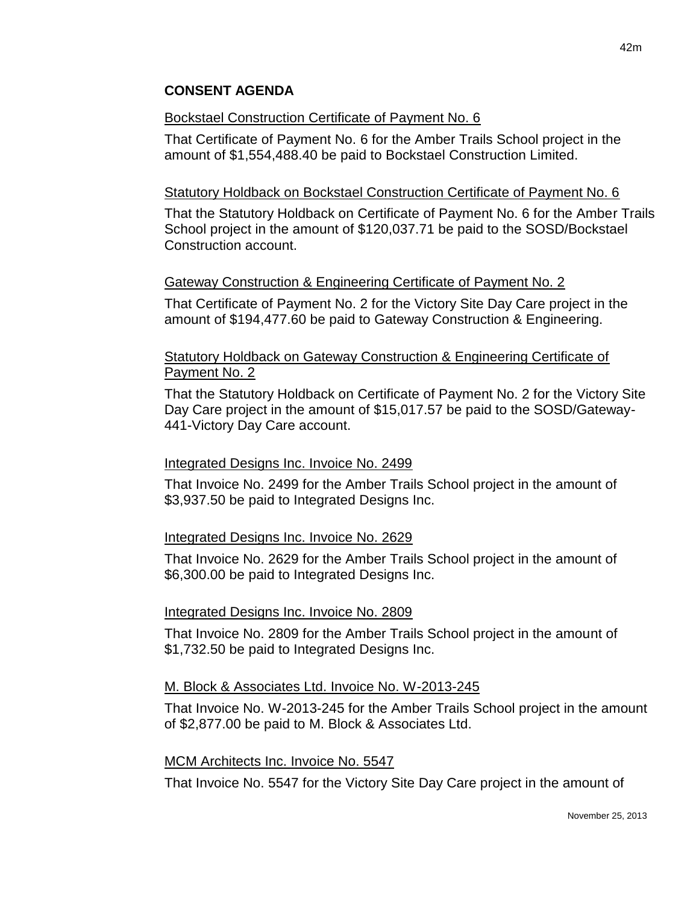## CONSENT AGENDA

Bockstael Construction Certificate of Payment No. 6

That Certificate of Payment No. 6 for the Amber Trails School project in the amount of $1,554,488.40 be paid to Bockstael Construction Limited.

Statutory Holdback on Bockstael Construction Certificate of Payment No. 6

That the Statutory Holdback on Certificate of Payment No. 6 for the Amber Trails School project in the amount of $120,037.71 be paid to the SOSD/Bockstael Construction account.

Gateway Construction & Engineering Certificate of Payment No. 2

That Certificate of Payment No. 2 for the Victory Site Day Care project in the amount of $194,477.60 be paid to Gateway Construction & Engineering.

Statutory Holdback on Gateway Construction & Engineering Certificate of Payment No. 2

That the Statutory Holdback on Certificate of Payment No. 2 for the Victory Site Day Care project in the amount of $15,017.57 be paid to the SOSD/Gateway-441-Victory Day Care account.

Integrated Designs Inc. Invoice No. 2499

That Invoice No. 2499 for the Amber Trails School project in the amount of $3,937.50 be paid to Integrated Designs Inc.

Integrated Designs Inc. Invoice No. 2629

That Invoice No. 2629 for the Amber Trails School project in the amount of $6,300.00 be paid to Integrated Designs Inc.

Integrated Designs Inc. Invoice No. 2809

That Invoice No. 2809 for the Amber Trails School project in the amount of $1,732.50 be paid to Integrated Designs Inc.

M. Block & Associates Ltd. Invoice No. W-2013-245

That Invoice No. W-2013-245 for the Amber Trails School project in the amount of $2,877.00 be paid to M. Block & Associates Ltd.

MCM Architects Inc. Invoice No. 5547

That Invoice No. 5547 for the Victory Site Day Care project in the amount of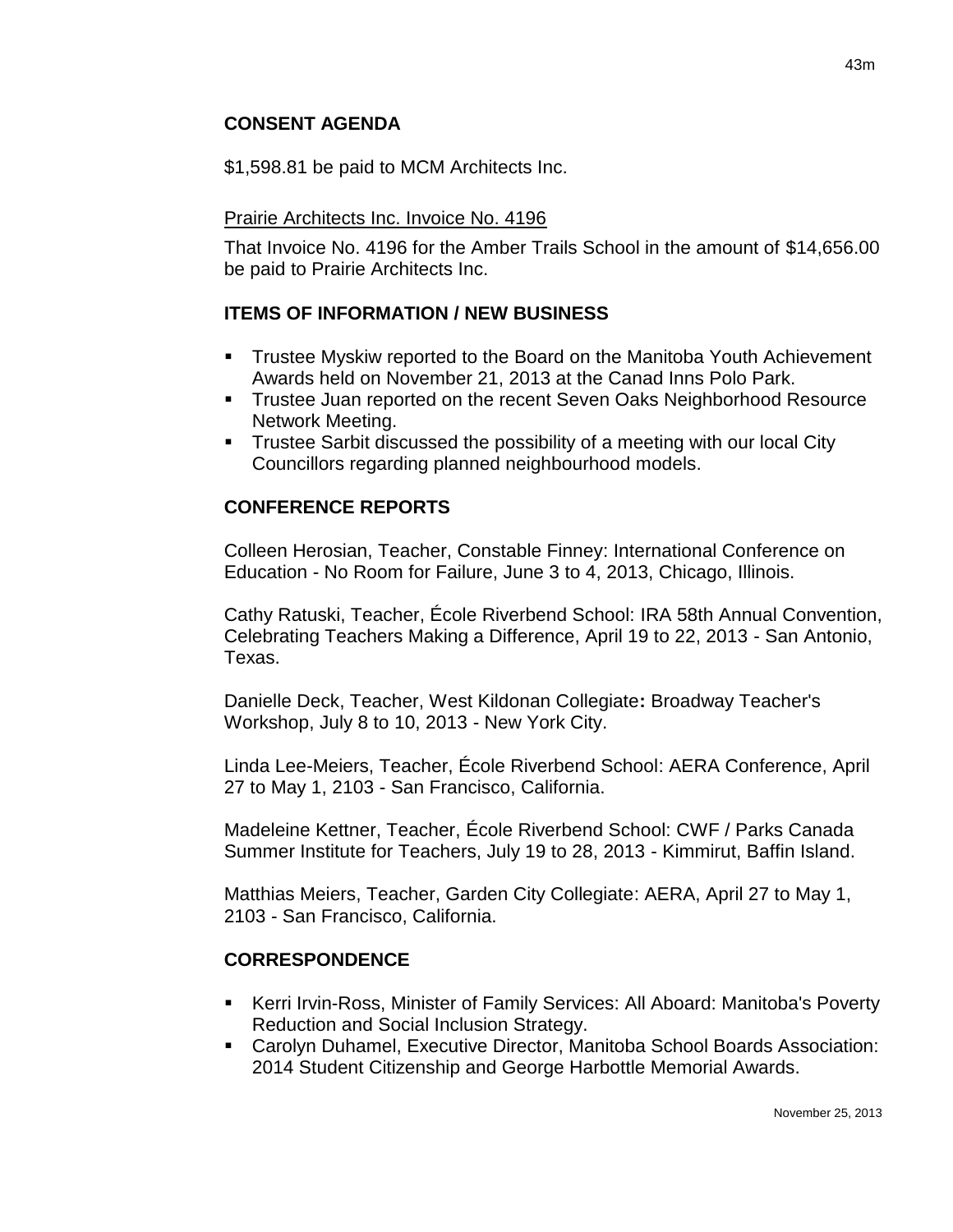## CONSENT AGENDA

$1,598.81 be paid to MCM Architects Inc.

Prairie Architects Inc. Invoice No. 4196

That Invoice No. 4196 for the Amber Trails School in the amount of $14,656.00 be paid to Prairie Architects Inc.

## ITEMS OF INFORMATION / NEW BUSINESS

- Trustee Myskiw reported to the Board on the Manitoba Youth Achievement Awards held on November 21, 2013 at the Canad Inns Polo Park.
- Trustee Juan reported on the recent Seven Oaks Neighborhood Resource Network Meeting.
- Trustee Sarbit discussed the possibility of a meeting with our local City Councillors regarding planned neighbourhood models.

## CONFERENCE REPORTS

Colleen Herosian, Teacher, Constable Finney: International Conference on Education - No Room for Failure, June 3 to 4, 2013, Chicago, Illinois.

Cathy Ratuski, Teacher, École Riverbend School: IRA 58th Annual Convention, Celebrating Teachers Making a Difference, April 19 to 22, 2013 - San Antonio, Texas.

Danielle Deck, Teacher, West Kildonan Collegiate**:** Broadway Teacher's Workshop, July 8 to 10, 2013 - New York City.

Linda Lee-Meiers, Teacher, École Riverbend School: AERA Conference, April 27 to May 1, 2103 - San Francisco, California.

Madeleine Kettner, Teacher, École Riverbend School: CWF / Parks Canada Summer Institute for Teachers, July 19 to 28, 2013 - Kimmirut, Baffin Island.

Matthias Meiers, Teacher, Garden City Collegiate: AERA, April 27 to May 1, 2103 - San Francisco, California.

## CORRESPONDENCE

- Kerri Irvin-Ross, Minister of Family Services: All Aboard: Manitoba's Poverty Reduction and Social Inclusion Strategy.
- Carolyn Duhamel, Executive Director, Manitoba School Boards Association: 2014 Student Citizenship and George Harbottle Memorial Awards.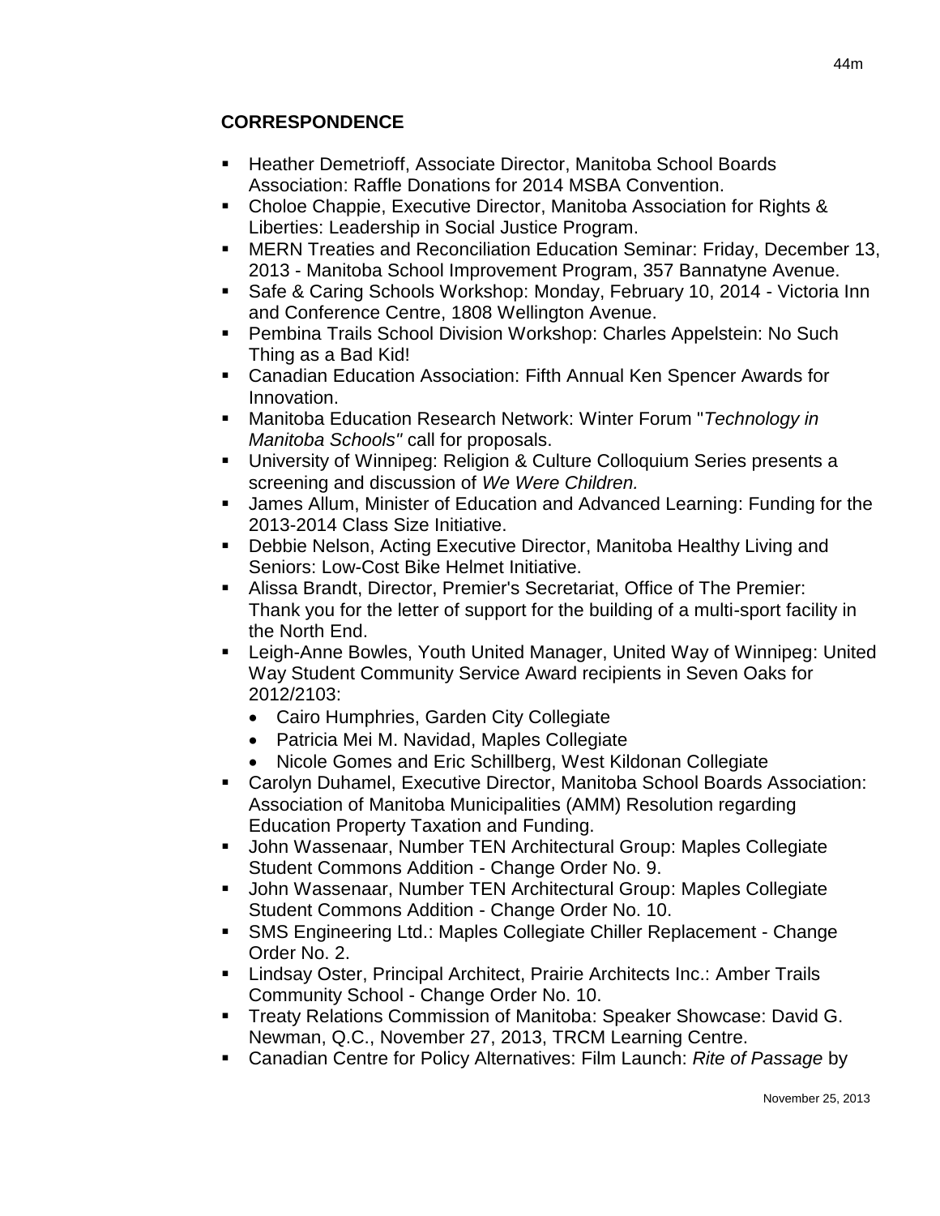## CORRESPONDENCE

- Heather Demetrioff, Associate Director, Manitoba School Boards Association: Raffle Donations for 2014 MSBA Convention.
- Choloe Chappie, Executive Director, Manitoba Association for Rights & Liberties: Leadership in Social Justice Program.
- MERN Treaties and Reconciliation Education Seminar: Friday, December 13, 2013 - Manitoba School Improvement Program, 357 Bannatyne Avenue.
- Safe & Caring Schools Workshop: Monday, February 10, 2014 - Victoria Inn and Conference Centre, 1808 Wellington Avenue.
- Pembina Trails School Division Workshop: Charles Appelstein: No Such Thing as a Bad Kid!
- Canadian Education Association: Fifth Annual Ken Spencer Awards for Innovation.
- Manitoba Education Research Network: Winter Forum "*Technology in Manitoba Schools"* call for proposals.
- University of Winnipeg: Religion & Culture Colloquium Series presents a screening and discussion of *We Were Children.*
- James Allum, Minister of Education and Advanced Learning: Funding for the 2013-2014 Class Size Initiative.
- Debbie Nelson, Acting Executive Director, Manitoba Healthy Living and Seniors: Low-Cost Bike Helmet Initiative.
- Alissa Brandt, Director, Premier's Secretariat, Office of The Premier: Thank you for the letter of support for the building of a multi-sport facility in the North End.
- Leigh-Anne Bowles, Youth United Manager, United Way of Winnipeg: United Way Student Community Service Award recipients in Seven Oaks for 2012/2103:
  - Cairo Humphries, Garden City Collegiate
  - Patricia Mei M. Navidad, Maples Collegiate
  - Nicole Gomes and Eric Schillberg, West Kildonan Collegiate
- Carolyn Duhamel, Executive Director, Manitoba School Boards Association: Association of Manitoba Municipalities (AMM) Resolution regarding Education Property Taxation and Funding.
- John Wassenaar, Number TEN Architectural Group: Maples Collegiate Student Commons Addition - Change Order No. 9.
- John Wassenaar, Number TEN Architectural Group: Maples Collegiate Student Commons Addition - Change Order No. 10.
- SMS Engineering Ltd.: Maples Collegiate Chiller Replacement - Change Order No. 2.
- Lindsay Oster, Principal Architect, Prairie Architects Inc.: Amber Trails Community School - Change Order No. 10.
- Treaty Relations Commission of Manitoba: Speaker Showcase: David G. Newman, Q.C., November 27, 2013, TRCM Learning Centre.
- Canadian Centre for Policy Alternatives: Film Launch: *Rite of Passage* by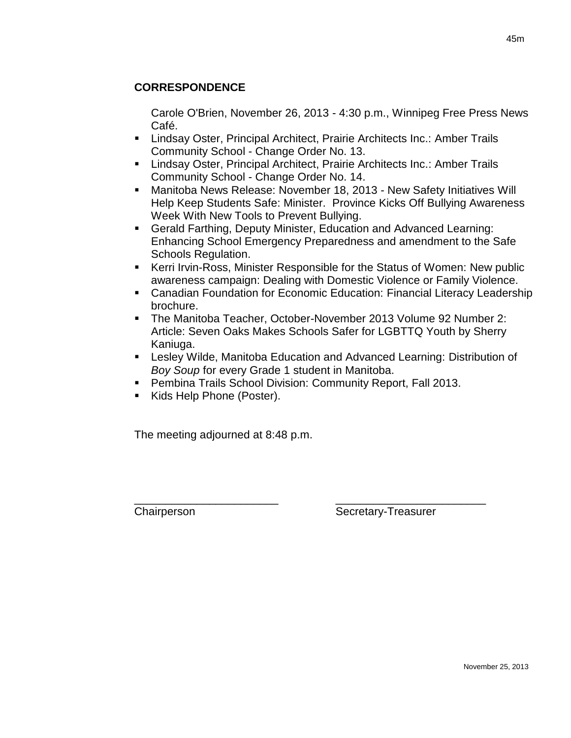## CORRESPONDENCE

Carole O'Brien, November 26, 2013 - 4:30 p.m., Winnipeg Free Press News Café.

- Lindsay Oster, Principal Architect, Prairie Architects Inc.: Amber Trails Community School - Change Order No. 13.
- Lindsay Oster, Principal Architect, Prairie Architects Inc.: Amber Trails Community School - Change Order No. 14.
- Manitoba News Release: November 18, 2013 - New Safety Initiatives Will Help Keep Students Safe: Minister. Province Kicks Off Bullying Awareness Week With New Tools to Prevent Bullying.
- Gerald Farthing, Deputy Minister, Education and Advanced Learning: Enhancing School Emergency Preparedness and amendment to the Safe Schools Regulation.
- Kerri Irvin-Ross, Minister Responsible for the Status of Women: New public awareness campaign: Dealing with Domestic Violence or Family Violence.
- Canadian Foundation for Economic Education: Financial Literacy Leadership brochure.
- The Manitoba Teacher, October-November 2013 Volume 92 Number 2: Article: Seven Oaks Makes Schools Safer for LGBTTQ Youth by Sherry Kaniuga.
- Lesley Wilde, Manitoba Education and Advanced Learning: Distribution of *Boy Soup* for every Grade 1 student in Manitoba.
- Pembina Trails School Division: Community Report, Fall 2013.
- Kids Help Phone (Poster).

The meeting adjourned at 8:48 p.m.

\_\_\_\_\_\_\_\_\_\_\_\_\_\_\_\_\_\_\_\_\_\_\_\_ \_\_\_\_\_\_\_\_\_\_\_\_\_\_\_\_\_\_\_\_\_\_\_\_\_

Chairperson Secretary-Treasurer